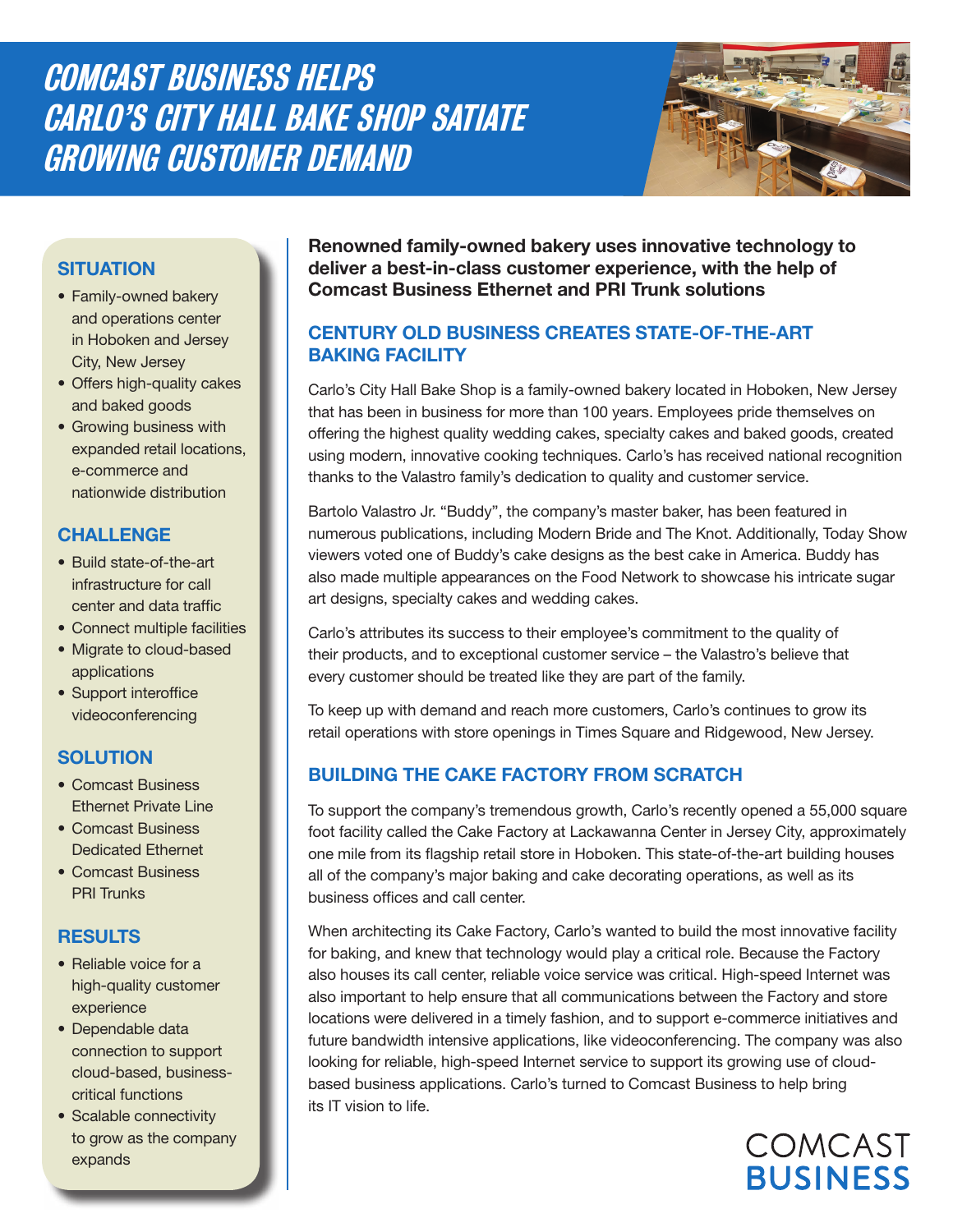# COMCAST BUSINESS HELPS CARLO'S CITY HALL BAKE SHOP SATIATE GROWING CUSTOMER DEMAND

## SITUATION

- Family-owned bakery and operations center in Hoboken and Jersey City, New Jersey
- Offers high-quality cakes and baked goods
- Growing business with expanded retail locations, e-commerce and nationwide distribution

## CHALLENGE

- Build state-of-the-art infrastructure for call center and data traffic
- Connect multiple facilities
- Migrate to cloud-based applications
- Support interoffice videoconferencing

## SOLUTION

- Comcast Business Ethernet Private Line
- Comcast Business Dedicated Ethernet
- Comcast Business PRI Trunks

## RESULTS

- Reliable voice for a high-quality customer experience
- Dependable data connection to support cloud-based, business-critical functions
- Scalable connectivity to grow as the company expands

**Renowned family-owned bakery uses innovative technology to deliver a best-in-class customer experience, with the help of Comcast Business Ethernet and PRI Trunk solutions**

## CENTURY OLD BUSINESS CREATES STATE-OF-THE-ART BAKING FACILITY

Carlo's City Hall Bake Shop is a family-owned bakery located in Hoboken, New Jersey that has been in business for more than 100 years. Employees pride themselves on offering the highest quality wedding cakes, specialty cakes and baked goods, created using modern, innovative cooking techniques. Carlo's has received national recognition thanks to the Valastro family's dedication to quality and customer service.

Bartolo Valastro Jr. "Buddy", the company's master baker, has been featured in numerous publications, including Modern Bride and The Knot. Additionally, Today Show viewers voted one of Buddy's cake designs as the best cake in America. Buddy has also made multiple appearances on the Food Network to showcase his intricate sugar art designs, specialty cakes and wedding cakes.

Carlo's attributes its success to their employee's commitment to the quality of their products, and to exceptional customer service – the Valastro's believe that every customer should be treated like they are part of the family.

To keep up with demand and reach more customers, Carlo's continues to grow its retail operations with store openings in Times Square and Ridgewood, New Jersey.

## BUILDING THE CAKE FACTORY FROM SCRATCH

To support the company's tremendous growth, Carlo's recently opened a 55,000 square foot facility called the Cake Factory at Lackawanna Center in Jersey City, approximately one mile from its flagship retail store in Hoboken. This state-of-the-art building houses all of the company's major baking and cake decorating operations, as well as its business offices and call center.

When architecting its Cake Factory, Carlo's wanted to build the most innovative facility for baking, and knew that technology would play a critical role. Because the Factory also houses its call center, reliable voice service was critical. High-speed Internet was also important to help ensure that all communications between the Factory and store locations were delivered in a timely fashion, and to support e-commerce initiatives and future bandwidth intensive applications, like videoconferencing. The company was also looking for reliable, high-speed Internet service to support its growing use of cloud-based business applications. Carlo's turned to Comcast Business to help bring its IT vision to life.

COMCAST BUSINESS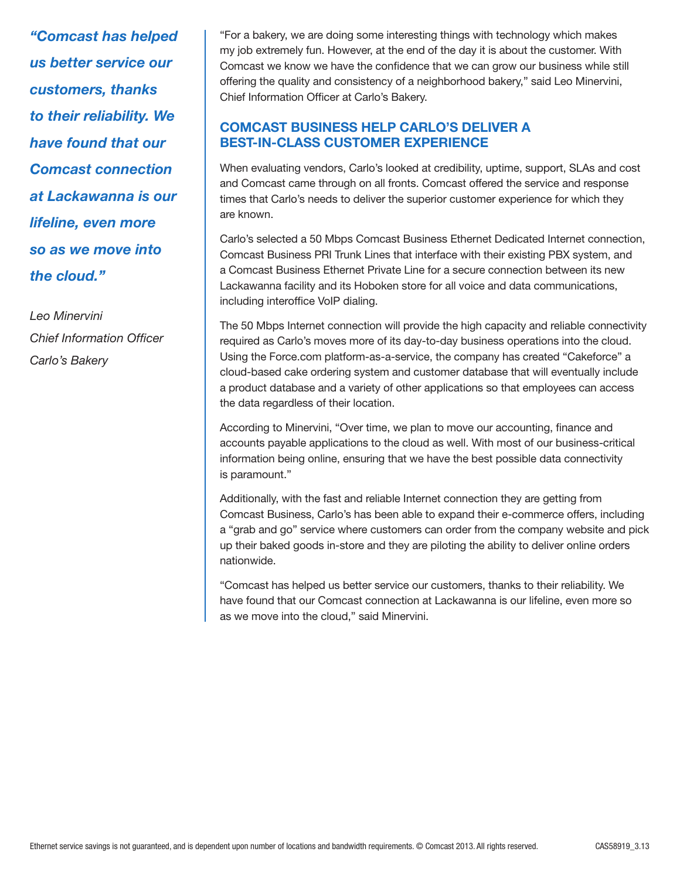*“Comcast has helped us better service our customers, thanks to their reliability. We have found that our Comcast connection at Lackawanna is our lifeline, even more so as we move into the cloud.”*

*Leo Minervini*
*Chief Information Officer*
*Carlo’s Bakery*

“For a bakery, we are doing some interesting things with technology which makes my job extremely fun. However, at the end of the day it is about the customer. With Comcast we know we have the confidence that we can grow our business while still offering the quality and consistency of a neighborhood bakery,” said Leo Minervini, Chief Information Officer at Carlo’s Bakery.

## COMCAST BUSINESS HELP CARLO’S DELIVER A BEST-IN-CLASS CUSTOMER EXPERIENCE

When evaluating vendors, Carlo’s looked at credibility, uptime, support, SLAs and cost and Comcast came through on all fronts. Comcast offered the service and response times that Carlo’s needs to deliver the superior customer experience for which they are known.

Carlo’s selected a 50 Mbps Comcast Business Ethernet Dedicated Internet connection, Comcast Business PRI Trunk Lines that interface with their existing PBX system, and a Comcast Business Ethernet Private Line for a secure connection between its new Lackawanna facility and its Hoboken store for all voice and data communications, including interoffice VoIP dialing.

The 50 Mbps Internet connection will provide the high capacity and reliable connectivity required as Carlo’s moves more of its day-to-day business operations into the cloud. Using the Force.com platform-as-a-service, the company has created “Cakeforce” a cloud-based cake ordering system and customer database that will eventually include a product database and a variety of other applications so that employees can access the data regardless of their location.

According to Minervini, “Over time, we plan to move our accounting, finance and accounts payable applications to the cloud as well. With most of our business-critical information being online, ensuring that we have the best possible data connectivity is paramount.”

Additionally, with the fast and reliable Internet connection they are getting from Comcast Business, Carlo’s has been able to expand their e-commerce offers, including a “grab and go” service where customers can order from the company website and pick up their baked goods in-store and they are piloting the ability to deliver online orders nationwide.

“Comcast has helped us better service our customers, thanks to their reliability. We have found that our Comcast connection at Lackawanna is our lifeline, even more so as we move into the cloud,” said Minervini.

Ethernet service savings is not guaranteed, and is dependent upon number of locations and bandwidth requirements. © Comcast 2013. All rights reserved. CAS58919_3.13